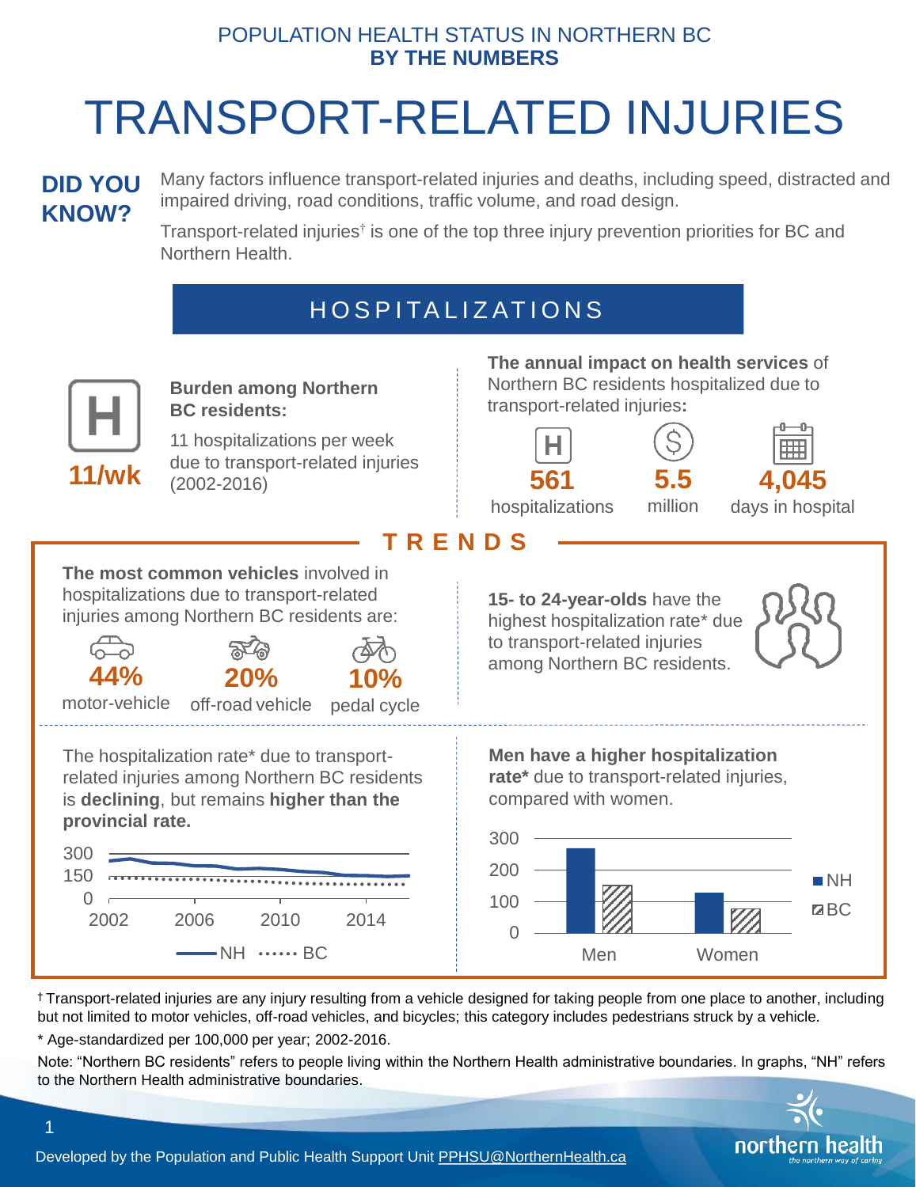POPULATION HEALTH STATUS IN NORTHERN BC
**BY THE NUMBERS**

# TRANSPORT-RELATED INJURIES

## DID YOU KNOW?

Many factors influence transport-related injuries and deaths, including speed, distracted and impaired driving, road conditions, traffic volume, and road design.

Transport-related injuries† is one of the top three injury prevention priorities for BC and Northern Health.

## HOSPITALIZATIONS

**11/wk**

**Burden among Northern BC residents:**

11 hospitalizations per week due to transport-related injuries (2002-2016)

**The annual impact on health services** of Northern BC residents hospitalized due to transport-related injuries**:**

- **561** hospitalizations
- **5.5** million
- **4,045** days in hospital

## TRENDS

**The most common vehicles** involved in hospitalizations due to transport-related injuries among Northern BC residents are:

- **44%** motor-vehicle
- **20%** off-road vehicle
- **10%** pedal cycle

**15- to 24-year-olds** have the highest hospitalization rate* due to transport-related injuries among Northern BC residents.

The hospitalization rate* due to transport-related injuries among Northern BC residents is **declining**, but remains **higher than the provincial rate.**

(Line chart: y-axis 0, 150, 300; x-axis 2002, 2006, 2010, 2014; series: NH, BC)

**Men have a higher hospitalization rate*** due to transport-related injuries, compared with women.

(Bar chart: y-axis 0, 100, 200, 300; categories: Men, Women; series: NH, BC)

† Transport-related injuries are any injury resulting from a vehicle designed for taking people from one place to another, including but not limited to motor vehicles, off-road vehicles, and bicycles; this category includes pedestrians struck by a vehicle.

\* Age-standardized per 100,000 per year; 2002-2016.

Note: "Northern BC residents" refers to people living within the Northern Health administrative boundaries. In graphs, "NH" refers to the Northern Health administrative boundaries.

Developed by the Population and Public Health Support Unit PPHSU@NorthernHealth.ca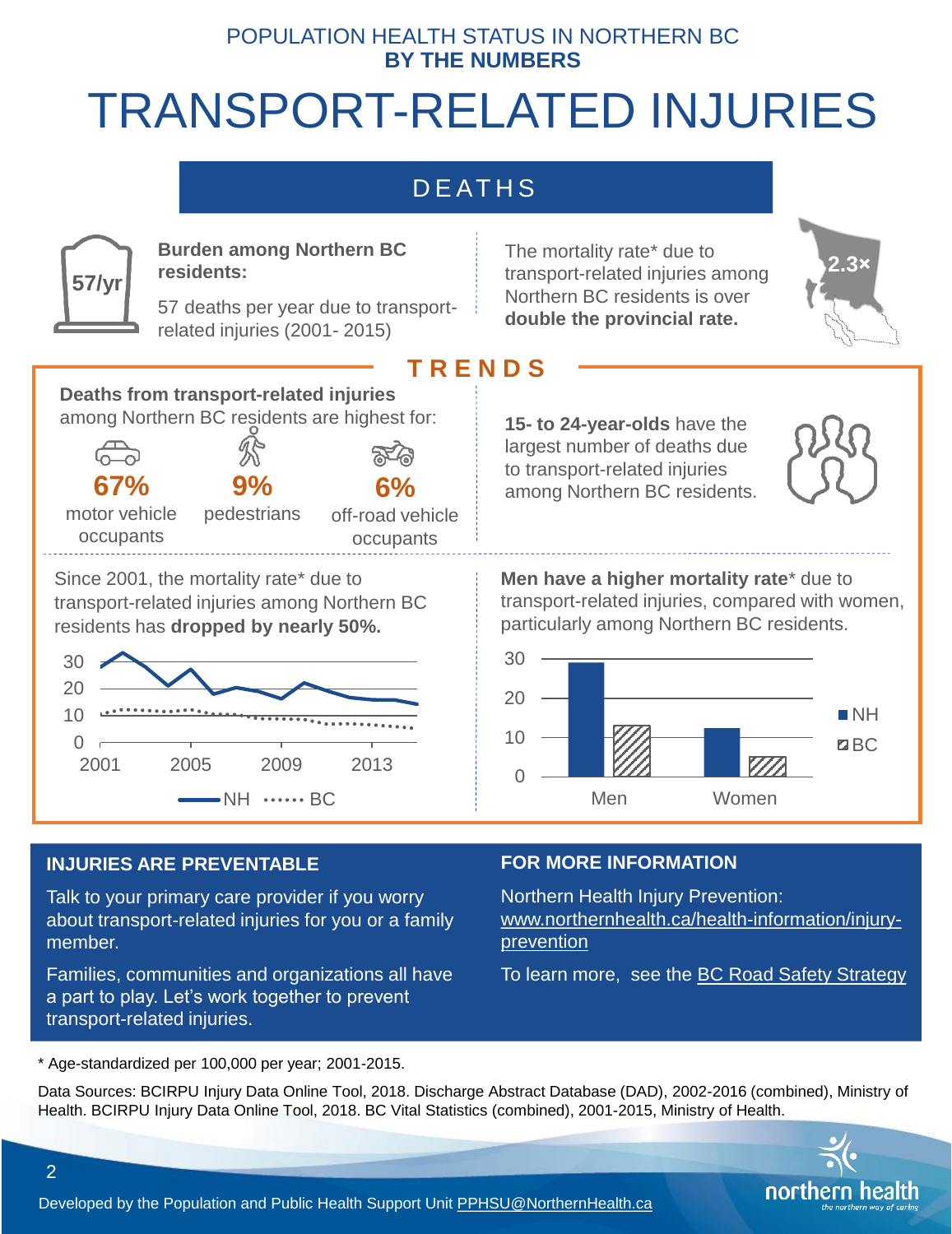POPULATION HEALTH STATUS IN NORTHERN BC
**BY THE NUMBERS**

# TRANSPORT-RELATED INJURIES

## DEATHS

57/yr

**Burden among Northern BC residents:**

57 deaths per year due to transport-related injuries (2001- 2015)

The mortality rate* due to transport-related injuries among Northern BC residents is over **double the provincial rate.**

2.3×

## TRENDS

**Deaths from transport-related injuries** among Northern BC residents are highest for:

**67%** motor vehicle occupants

**9%** pedestrians

**6%** off-road vehicle occupants

**15- to 24-year-olds** have the largest number of deaths due to transport-related injuries among Northern BC residents.

Since 2001, the mortality rate* due to transport-related injuries among Northern BC residents has **dropped by nearly 50%.**

30
20
10
0
2001
2005
2009
2013
NH
BC

**Men have a higher mortality rate*** due to transport-related injuries, compared with women, particularly among Northern BC residents.

30
20
10
0
Men
Women
NH
BC

### INJURIES ARE PREVENTABLE

Talk to your primary care provider if you worry about transport-related injuries for you or a family member.

Families, communities and organizations all have a part to play. Let's work together to prevent transport-related injuries.

### FOR MORE INFORMATION

Northern Health Injury Prevention: [www.northernhealth.ca/health-information/injury-prevention](www.northernhealth.ca/health-information/injury-prevention)

To learn more, see the BC Road Safety Strategy

\* Age-standardized per 100,000 per year; 2001-2015.

Data Sources: BCIRPU Injury Data Online Tool, 2018. Discharge Abstract Database (DAD), 2002-2016 (combined), Ministry of Health. BCIRPU Injury Data Online Tool, 2018. BC Vital Statistics (combined), 2001-2015, Ministry of Health.

Developed by the Population and Public Health Support Unit PPHSU@NorthernHealth.ca

northern health
the northern way of caring